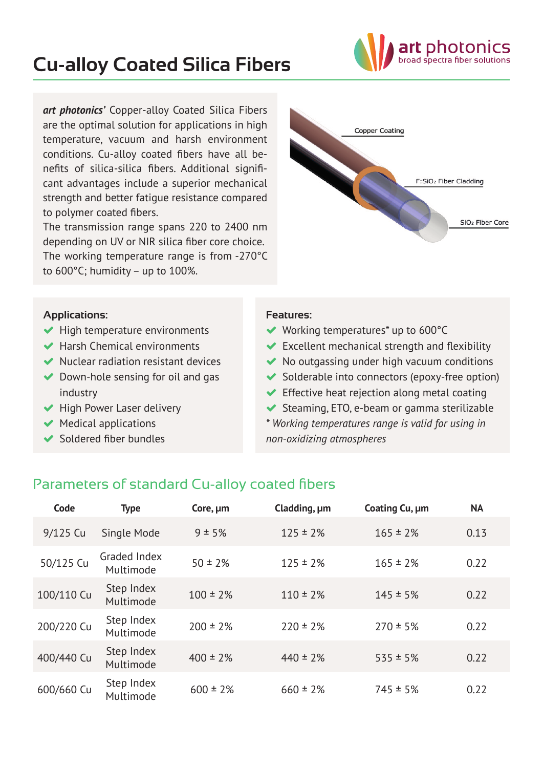# Cu-alloy Coated Silica Fibers

***art photonics*'** Copper-alloy Coated Silica Fibers are the optimal solution for applications in high temperature, vacuum and harsh environment conditions. Cu-alloy coated fibers have all benefits of silica-silica fibers. Additional significant advantages include a superior mechanical strength and better fatigue resistance compared to polymer coated fibers.
The transmission range spans 220 to 2400 nm depending on UV or NIR silica fiber core choice.
The working temperature range is from -270°C to 600°C; humidity – up to 100%.

Copper Coating

$F:SiO_2$ Fiber Cladding

$SiO_2$ Fiber Core

**Applications:**

- High temperature environments
- Harsh Chemical environments
- Nuclear radiation resistant devices
- Down-hole sensing for oil and gas industry
- High Power Laser delivery
- Medical applications
- Soldered fiber bundles

**Features:**

- Working temperatures* up to 600°C
- Excellent mechanical strength and flexibility
- No outgassing under high vacuum conditions
- Solderable into connectors (epoxy-free option)
- Effective heat rejection along metal coating
- Steaming, ETO, e-beam or gamma sterilizable

*\* Working temperatures range is valid for using in non-oxidizing atmospheres*

## Parameters of standard Cu-alloy coated fibers

| Code | Type | Core, µm | Cladding, µm | Coating Cu, µm | NA |
|---|---|---|---|---|---|
| 9/125 Cu | Single Mode | 9 ± 5% | 125 ± 2% | 165 ± 2% | 0.13 |
| 50/125 Cu | Graded Index Multimode | 50 ± 2% | 125 ± 2% | 165 ± 2% | 0.22 |
| 100/110 Cu | Step Index Multimode | 100 ± 2% | 110 ± 2% | 145 ± 5% | 0.22 |
| 200/220 Cu | Step Index Multimode | 200 ± 2% | 220 ± 2% | 270 ± 5% | 0.22 |
| 400/440 Cu | Step Index Multimode | 400 ± 2% | 440 ± 2% | 535 ± 5% | 0.22 |
| 600/660 Cu | Step Index Multimode | 600 ± 2% | 660 ± 2% | 745 ± 5% | 0.22 |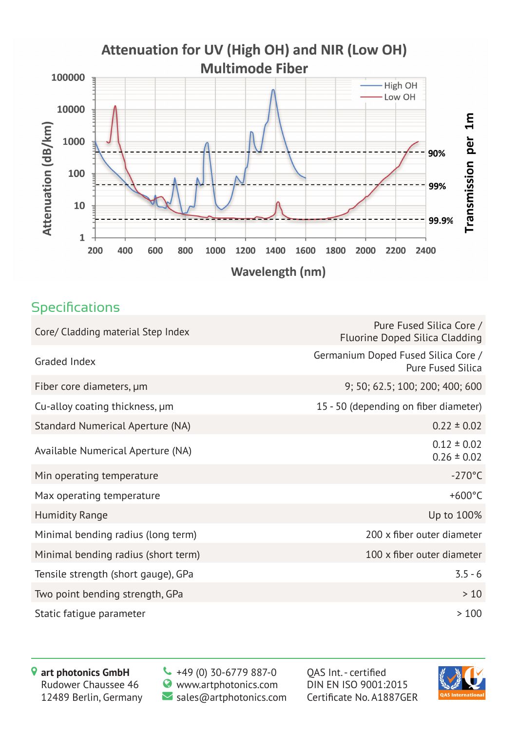Attenuation for UV (High OH) and NIR (Low OH) Multimode Fiber

100000
10000
1000
100
10
1

Attenuation (dB/km)

200 400 600 800 1000 1200 1400 1600 1800 2000 2200 2400

Wavelength (nm)

High OH
Low OH

90%
99%
99.9%

Transmission per 1m

## Specifications

| | |
|---|---|
| Core/ Cladding material Step Index | Pure Fused Silica Core / Fluorine Doped Silica Cladding |
| Graded Index | Germanium Doped Fused Silica Core / Pure Fused Silica |
| Fiber core diameters, µm | 9; 50; 62.5; 100; 200; 400; 600 |
| Cu-alloy coating thickness, µm | 15 - 50 (depending on fiber diameter) |
| Standard Numerical Aperture (NA) | 0.22 ± 0.02 |
| Available Numerical Aperture (NA) | 0.12 ± 0.02<br>0.26 ± 0.02 |
| Min operating temperature | -270°C |
| Max operating temperature | +600°C |
| Humidity Range | Up to 100% |
| Minimal bending radius (long term) | 200 x fiber outer diameter |
| Minimal bending radius (short term) | 100 x fiber outer diameter |
| Tensile strength (short gauge), GPa | 3.5 - 6 |
| Two point bending strength, GPa | > 10 |
| Static fatigue parameter | > 100 |

**art photonics GmbH**
Rudower Chaussee 46
12489 Berlin, Germany

+49 (0) 30-6779 887-0
www.artphotonics.com
sales@artphotonics.com

QAS Int. - certified
DIN EN ISO 9001:2015
Certificate No. A1887GER

QAS International